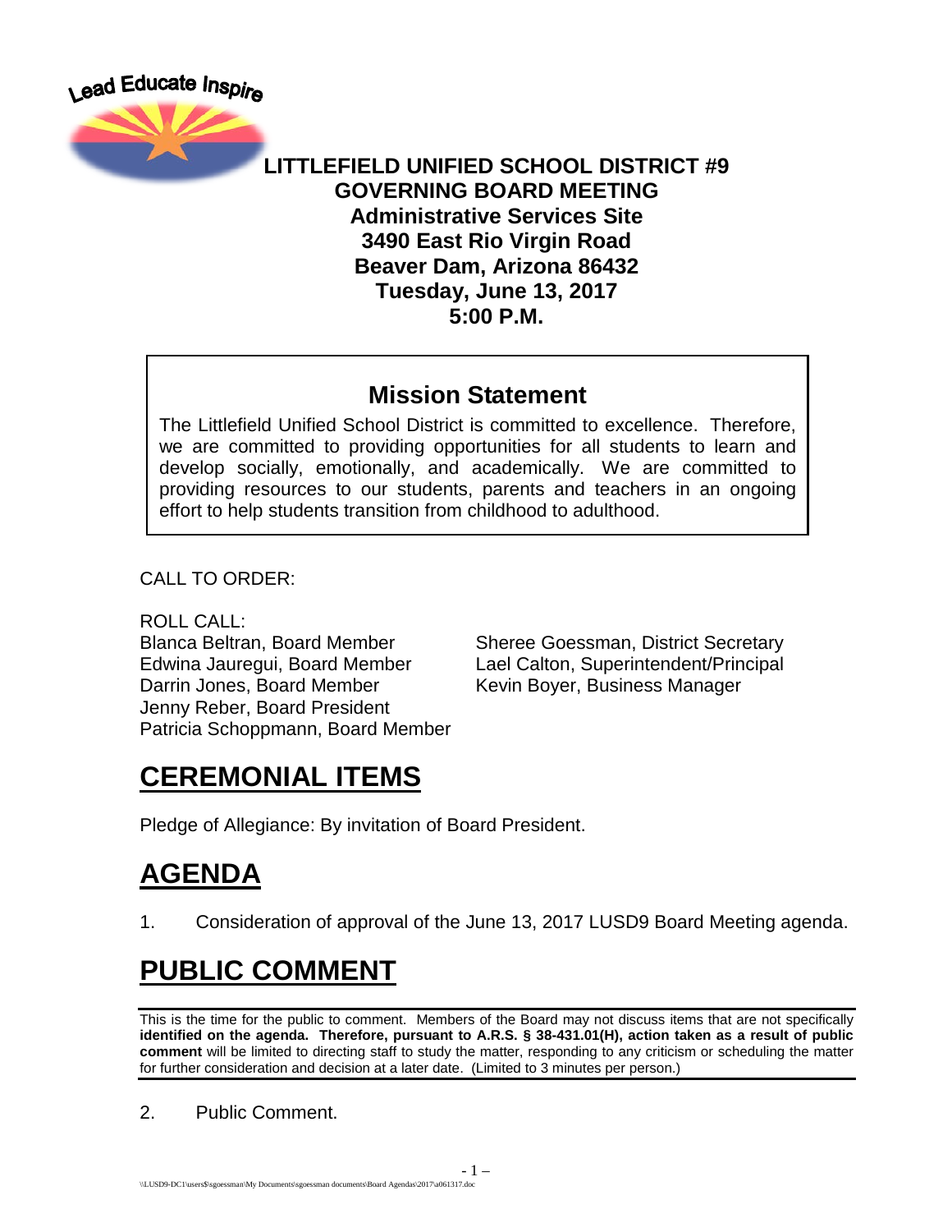Lead Educate Inspire

**LITTLEFIELD UNIFIED SCHOOL DISTRICT #9**
**GOVERNING BOARD MEETING**
**Administrative Services Site**
**3490 East Rio Virgin Road**
**Beaver Dam, Arizona 86432**
**Tuesday, June 13, 2017**
**5:00 P.M.**

## Mission Statement

The Littlefield Unified School District is committed to excellence. Therefore, we are committed to providing opportunities for all students to learn and develop socially, emotionally, and academically. We are committed to providing resources to our students, parents and teachers in an ongoing effort to help students transition from childhood to adulthood.

CALL TO ORDER:

ROLL CALL:

Blanca Beltran, Board Member
Edwina Jauregui, Board Member
Darrin Jones, Board Member
Jenny Reber, Board President
Patricia Schoppmann, Board Member

Sheree Goessman, District Secretary
Lael Calton, Superintendent/Principal
Kevin Boyer, Business Manager

# CEREMONIAL ITEMS

Pledge of Allegiance: By invitation of Board President.

# AGENDA

1. Consideration of approval of the June 13, 2017 LUSD9 Board Meeting agenda.

# PUBLIC COMMENT

This is the time for the public to comment. Members of the Board may not discuss items that are not specifically **identified on the agenda. Therefore, pursuant to A.R.S. § 38-431.01(H), action taken as a result of public comment** will be limited to directing staff to study the matter, responding to any criticism or scheduling the matter for further consideration and decision at a later date. (Limited to 3 minutes per person.)

2. Public Comment.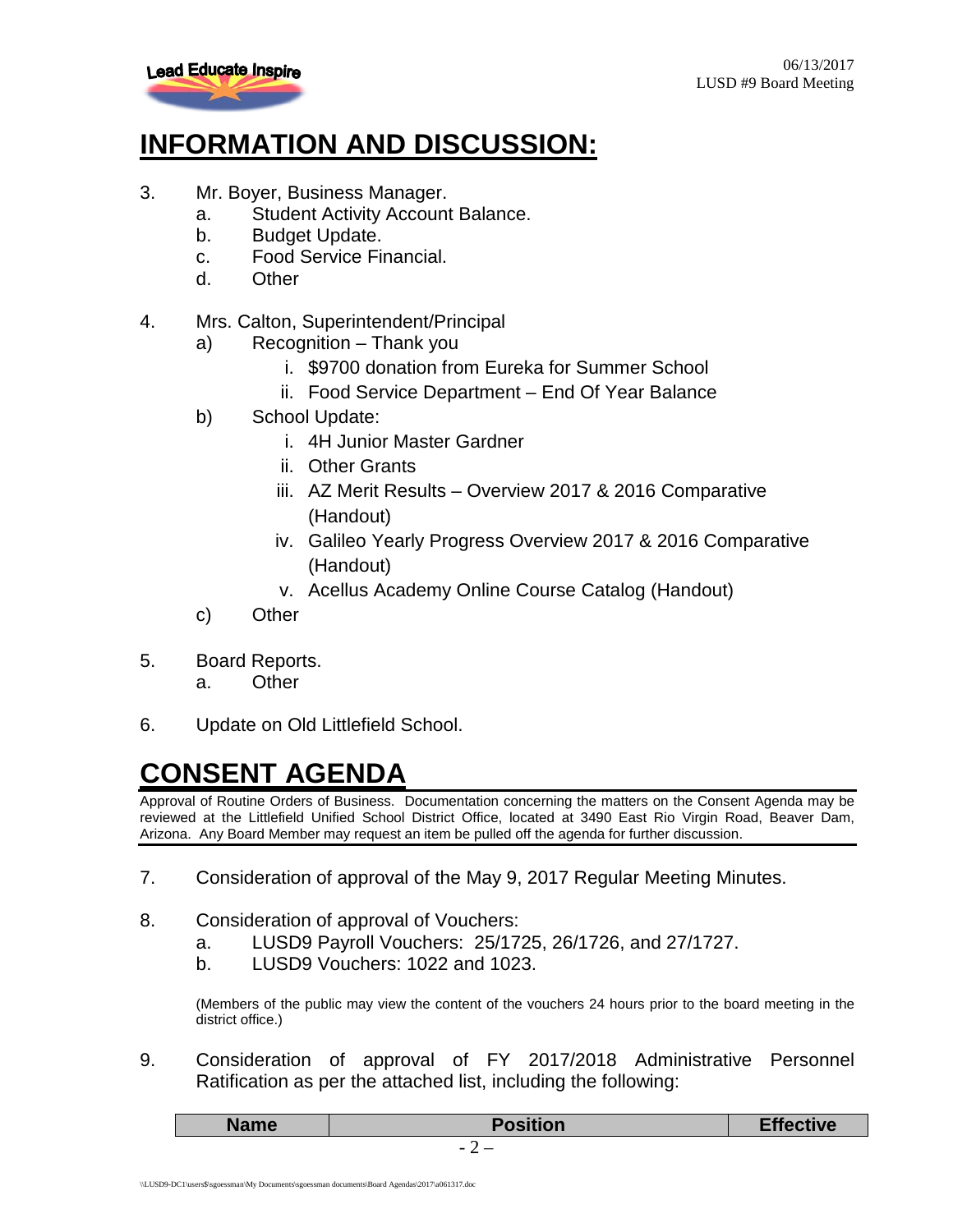## INFORMATION AND DISCUSSION:

3. Mr. Boyer, Business Manager.
   a. Student Activity Account Balance.
   b. Budget Update.
   c. Food Service Financial.
   d. Other

4. Mrs. Calton, Superintendent/Principal
   a) Recognition – Thank you
      i. $9700 donation from Eureka for Summer School
      ii. Food Service Department – End Of Year Balance
   b) School Update:
      i. 4H Junior Master Gardner
      ii. Other Grants
      iii. AZ Merit Results – Overview 2017 & 2016 Comparative (Handout)
      iv. Galileo Yearly Progress Overview 2017 & 2016 Comparative (Handout)
      v. Acellus Academy Online Course Catalog (Handout)
   c) Other

5. Board Reports.
   a. Other

6. Update on Old Littlefield School.

## CONSENT AGENDA

Approval of Routine Orders of Business. Documentation concerning the matters on the Consent Agenda may be reviewed at the Littlefield Unified School District Office, located at 3490 East Rio Virgin Road, Beaver Dam, Arizona. Any Board Member may request an item be pulled off the agenda for further discussion.

7. Consideration of approval of the May 9, 2017 Regular Meeting Minutes.

8. Consideration of approval of Vouchers:
   a. LUSD9 Payroll Vouchers: 25/1725, 26/1726, and 27/1727.
   b. LUSD9 Vouchers: 1022 and 1023.

   (Members of the public may view the content of the vouchers 24 hours prior to the board meeting in the district office.)

9. Consideration of approval of FY 2017/2018 Administrative Personnel Ratification as per the attached list, including the following:

| Name | Position | Effective |
|---|---|---|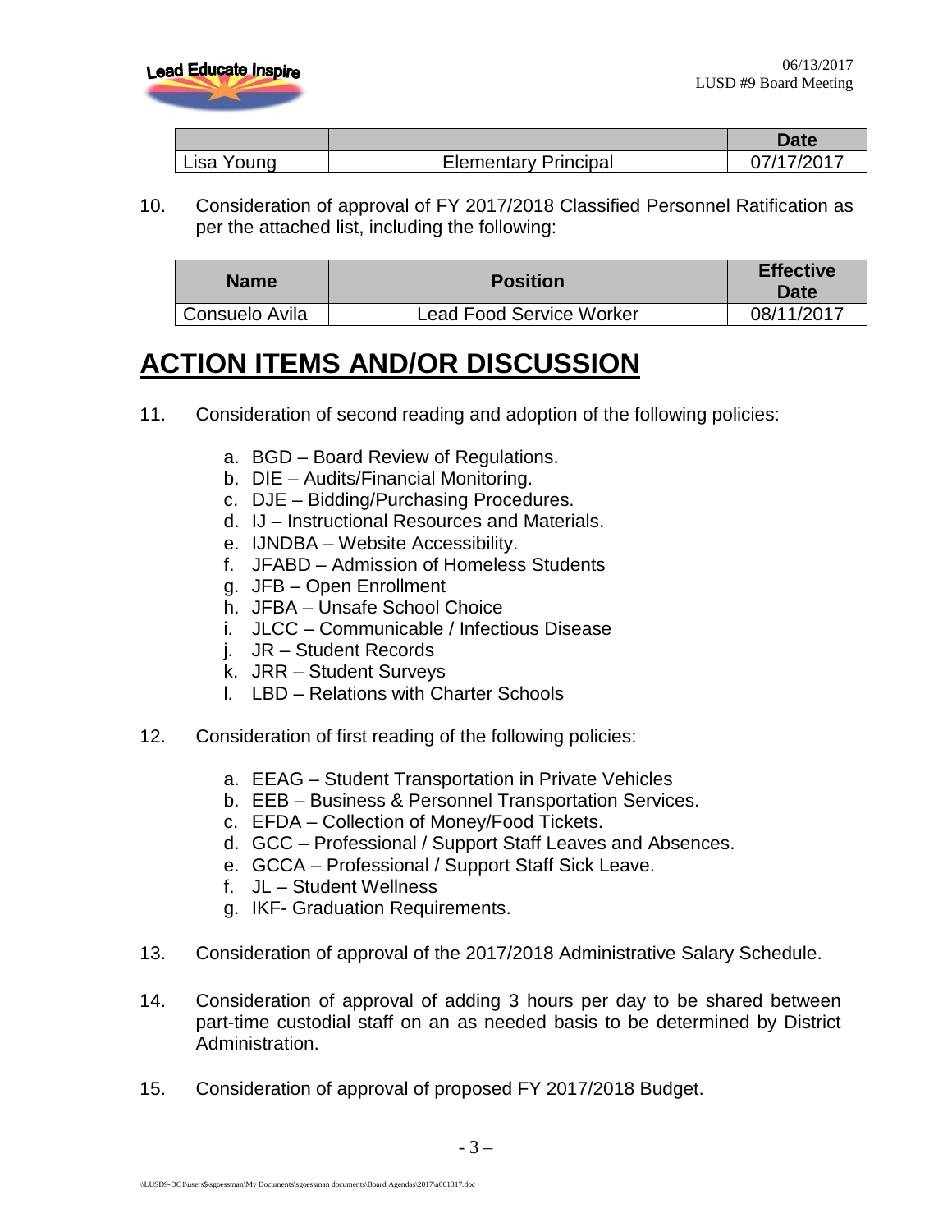| | | Date |
|---|---|---|
| Lisa Young | Elementary Principal | 07/17/2017 |

10. Consideration of approval of FY 2017/2018 Classified Personnel Ratification as per the attached list, including the following:

| Name | Position | Effective Date |
|---|---|---|
| Consuelo Avila | Lead Food Service Worker | 08/11/2017 |

# ACTION ITEMS AND/OR DISCUSSION

11. Consideration of second reading and adoption of the following policies:

    a. BGD – Board Review of Regulations.
    b. DIE – Audits/Financial Monitoring.
    c. DJE – Bidding/Purchasing Procedures.
    d. IJ – Instructional Resources and Materials.
    e. IJNDBA – Website Accessibility.
    f. JFABD – Admission of Homeless Students
    g. JFB – Open Enrollment
    h. JFBA – Unsafe School Choice
    i. JLCC – Communicable / Infectious Disease
    j. JR – Student Records
    k. JRR – Student Surveys
    l. LBD – Relations with Charter Schools

12. Consideration of first reading of the following policies:

    a. EEAG – Student Transportation in Private Vehicles
    b. EEB – Business & Personnel Transportation Services.
    c. EFDA – Collection of Money/Food Tickets.
    d. GCC – Professional / Support Staff Leaves and Absences.
    e. GCCA – Professional / Support Staff Sick Leave.
    f. JL – Student Wellness
    g. IKF- Graduation Requirements.

13. Consideration of approval of the 2017/2018 Administrative Salary Schedule.

14. Consideration of approval of adding 3 hours per day to be shared between part-time custodial staff on an as needed basis to be determined by District Administration.

15. Consideration of approval of proposed FY 2017/2018 Budget.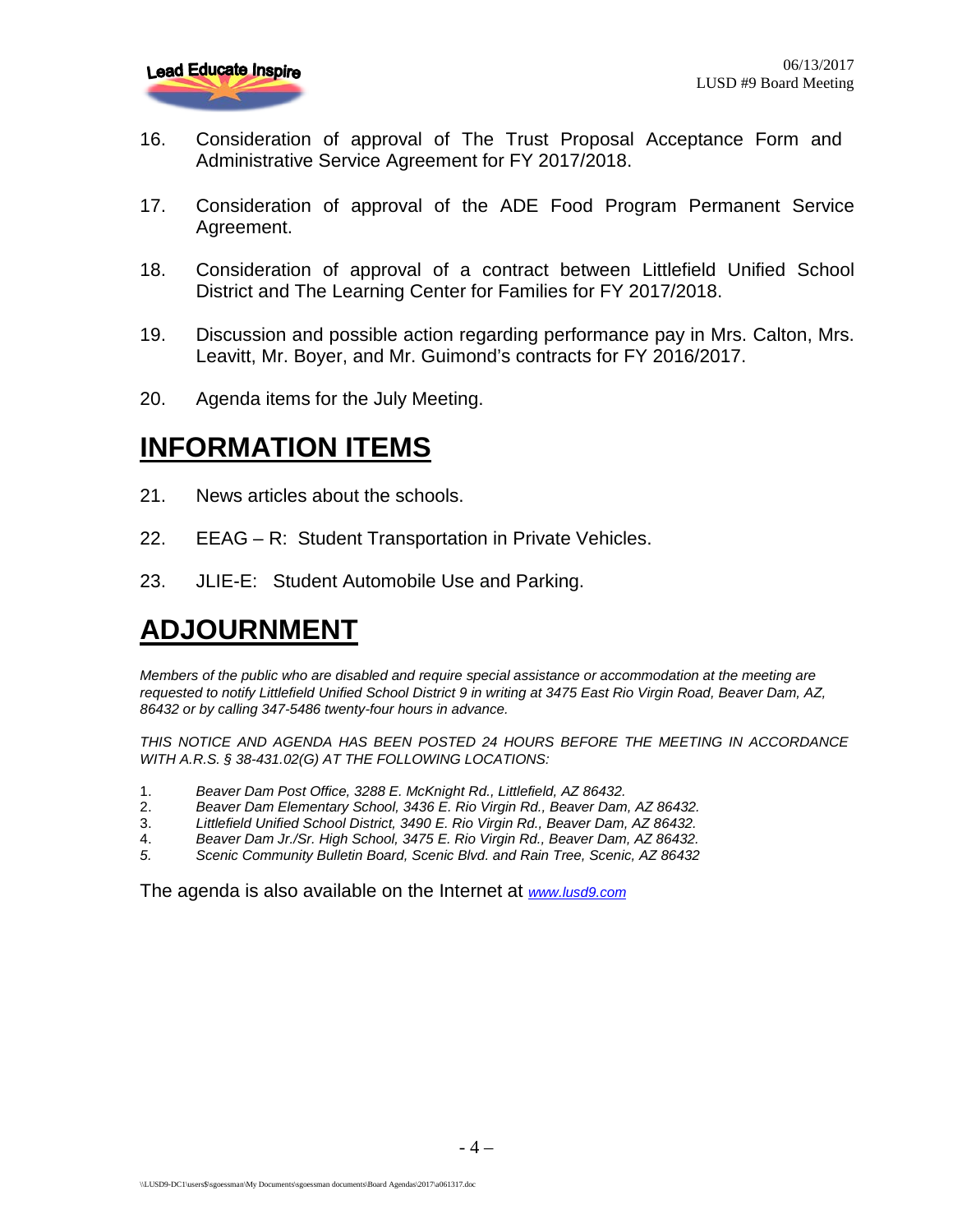16. Consideration of approval of The Trust Proposal Acceptance Form and Administrative Service Agreement for FY 2017/2018.

17. Consideration of approval of the ADE Food Program Permanent Service Agreement.

18. Consideration of approval of a contract between Littlefield Unified School District and The Learning Center for Families for FY 2017/2018.

19. Discussion and possible action regarding performance pay in Mrs. Calton, Mrs. Leavitt, Mr. Boyer, and Mr. Guimond's contracts for FY 2016/2017.

20. Agenda items for the July Meeting.

# INFORMATION ITEMS

21. News articles about the schools.

22. EEAG – R: Student Transportation in Private Vehicles.

23. JLIE-E: Student Automobile Use and Parking.

# ADJOURNMENT

*Members of the public who are disabled and require special assistance or accommodation at the meeting are requested to notify Littlefield Unified School District 9 in writing at 3475 East Rio Virgin Road, Beaver Dam, AZ, 86432 or by calling 347-5486 twenty-four hours in advance.*

*THIS NOTICE AND AGENDA HAS BEEN POSTED 24 HOURS BEFORE THE MEETING IN ACCORDANCE WITH A.R.S. § 38-431.02(G) AT THE FOLLOWING LOCATIONS:*

1. *Beaver Dam Post Office, 3288 E. McKnight Rd., Littlefield, AZ 86432.*
2. *Beaver Dam Elementary School, 3436 E. Rio Virgin Rd., Beaver Dam, AZ 86432.*
3. *Littlefield Unified School District, 3490 E. Rio Virgin Rd., Beaver Dam, AZ 86432.*
4. *Beaver Dam Jr./Sr. High School, 3475 E. Rio Virgin Rd., Beaver Dam, AZ 86432.*
5. *Scenic Community Bulletin Board, Scenic Blvd. and Rain Tree, Scenic, AZ 86432*

The agenda is also available on the Internet at *www.lusd9.com*